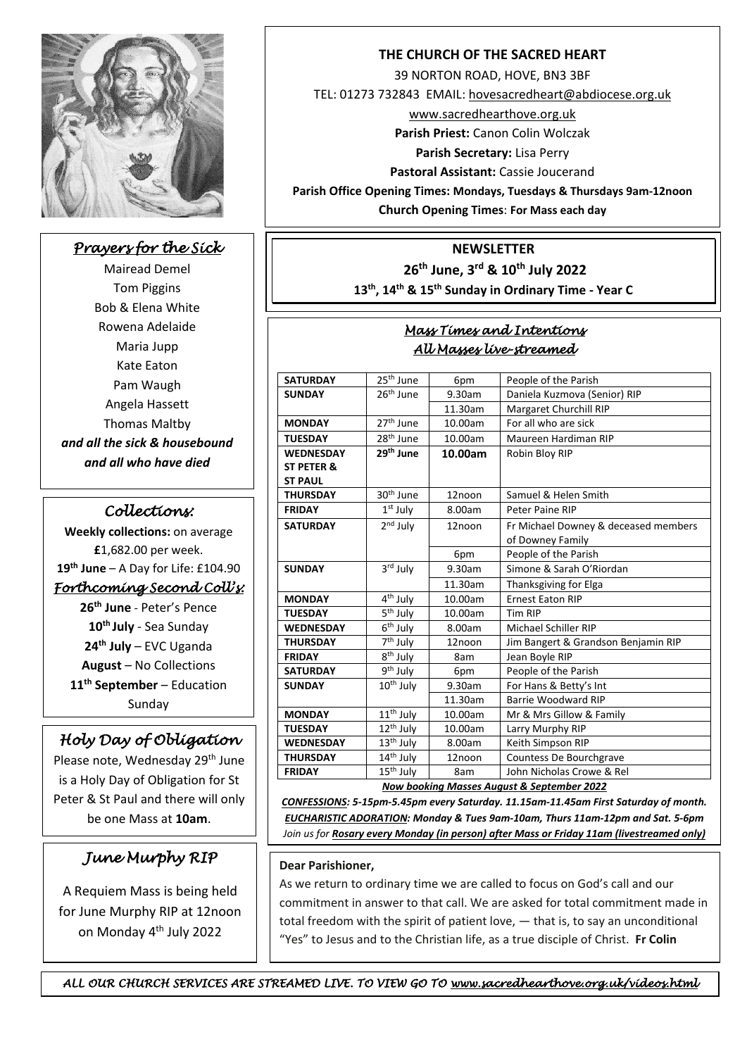## THE CHURCH OF THE SACRED HEART

39 NORTON ROAD, HOVE, BN3 3BF

TEL: 01273 732843 EMAIL: hovesacredheart@abdiocese.org.uk

www.sacredhearthove.org.uk

**Parish Priest:** Canon Colin Wolczak

**Parish Secretary:** Lisa Perry

**Pastoral Assistant:** Cassie Joucerand

**Parish Office Opening Times: Mondays, Tuesdays & Thursdays 9am-12noon**

**Church Opening Times**: **For Mass each day**

## NEWSLETTER

**26th June, 3rd & 10th July 2022**

**13th, 14th & 15th Sunday in Ordinary Time - Year C**

### *Mass Times and Intentions*
### *All Masses live-streamed*

| | | | |
|---|---|---|---|
| **SATURDAY** | 25th June | 6pm | People of the Parish |
| **SUNDAY** | 26th June | 9.30am | Daniela Kuzmova (Senior) RIP |
| | | 11.30am | Margaret Churchill RIP |
| **MONDAY** | 27th June | 10.00am | For all who are sick |
| **TUESDAY** | 28th June | 10.00am | Maureen Hardiman RIP |
| **WEDNESDAY ST PETER & ST PAUL** | **29th June** | **10.00am** | Robin Bloy RIP |
| **THURSDAY** | 30th June | 12noon | Samuel & Helen Smith |
| **FRIDAY** | 1st July | 8.00am | Peter Paine RIP |
| **SATURDAY** | 2nd July | 12noon | Fr Michael Downey & deceased members of Downey Family |
| | | 6pm | People of the Parish |
| **SUNDAY** | 3rd July | 9.30am | Simone & Sarah O'Riordan |
| | | 11.30am | Thanksgiving for Elga |
| **MONDAY** | 4th July | 10.00am | Ernest Eaton RIP |
| **TUESDAY** | 5th July | 10.00am | Tim RIP |
| **WEDNESDAY** | 6th July | 8.00am | Michael Schiller RIP |
| **THURSDAY** | 7th July | 12noon | Jim Bangert & Grandson Benjamin RIP |
| **FRIDAY** | 8th July | 8am | Jean Boyle RIP |
| **SATURDAY** | 9th July | 6pm | People of the Parish |
| **SUNDAY** | 10th July | 9.30am | For Hans & Betty's Int |
| | | 11.30am | Barrie Woodward RIP |
| **MONDAY** | 11th July | 10.00am | Mr & Mrs Gillow & Family |
| **TUESDAY** | 12th July | 10.00am | Larry Murphy RIP |
| **WEDNESDAY** | 13th July | 8.00am | Keith Simpson RIP |
| **THURSDAY** | 14th July | 12noon | Countess De Bourchgrave |
| **FRIDAY** | 15th July | 8am | John Nicholas Crowe & Rel |

***Now booking Masses August & September 2022***

***CONFESSIONS:** 5-15pm-5.45pm every Saturday. 11.15am-11.45am First Saturday of month.*
***EUCHARISTIC ADORATION:** Monday & Tues 9am-10am, Thurs 11am-12pm and Sat. 5-6pm*
*Join us for **Rosary every Monday (in person) after Mass or Friday 11am (livestreamed only)***

**Dear Parishioner,**

As we return to ordinary time we are called to focus on God's call and our commitment in answer to that call. We are asked for total commitment made in total freedom with the spirit of patient love, — that is, to say an unconditional "Yes" to Jesus and to the Christian life, as a true disciple of Christ. **Fr Colin**

### *Prayers for the Sick*

Mairead Demel
Tom Piggins
Bob & Elena White
Rowena Adelaide
Maria Jupp
Kate Eaton
Pam Waugh
Angela Hassett
Thomas Maltby
***and all the sick & housebound and all who have died***

### *Collections:*

**Weekly collections:** on average **£**1,682.00 per week.
**19th June** – A Day for Life: £104.90

### *Forthcoming Second Coll's:*

**26th June** - Peter's Pence
**10th July** - Sea Sunday
**24th July** – EVC Uganda
**August** – No Collections
**11th September** – Education Sunday

### *Holy Day of Obligation*

Please note, Wednesday 29th June is a Holy Day of Obligation for St Peter & St Paul and there will only be one Mass at **10am**.

### *June Murphy RIP*

A Requiem Mass is being held for June Murphy RIP at 12noon on Monday 4th July 2022

*ALL OUR CHURCH SERVICES ARE STREAMED LIVE. TO VIEW GO TO www.sacredhearthove.org.uk/videos.html*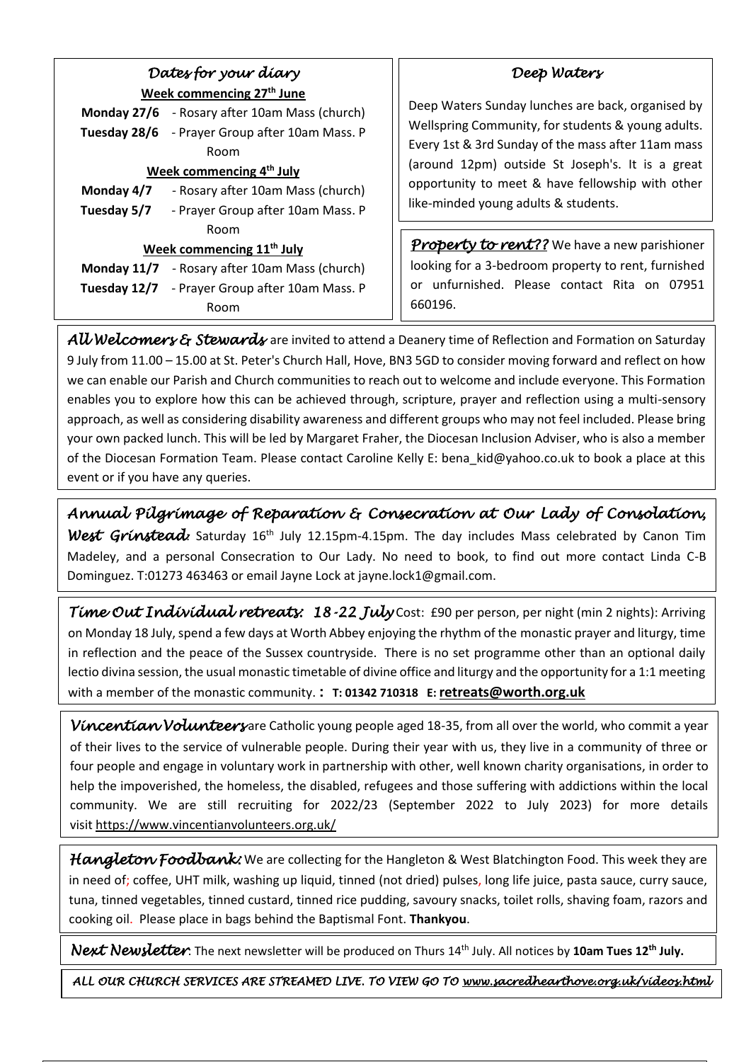## *Dates for your diary*

**Week commencing 27th June**

**Monday 27/6** - Rosary after 10am Mass (church)

**Tuesday 28/6** - Prayer Group after 10am Mass. P Room

**Week commencing 4th July**

**Monday 4/7** - Rosary after 10am Mass (church)

**Tuesday 5/7** - Prayer Group after 10am Mass. P Room

**Week commencing 11th July**

**Monday 11/7** - Rosary after 10am Mass (church)

**Tuesday 12/7** - Prayer Group after 10am Mass. P Room

## *Deep Waters*

Deep Waters Sunday lunches are back, organised by Wellspring Community, for students & young adults. Every 1st & 3rd Sunday of the mass after 11am mass (around 12pm) outside St Joseph's. It is a great opportunity to meet & have fellowship with other like-minded young adults & students.

***Property to rent??*** We have a new parishioner looking for a 3-bedroom property to rent, furnished or unfurnished. Please contact Rita on 07951 660196.

***All Welcomers & Stewards*** are invited to attend a Deanery time of Reflection and Formation on Saturday 9 July from 11.00 – 15.00 at St. Peter's Church Hall, Hove, BN3 5GD to consider moving forward and reflect on how we can enable our Parish and Church communities to reach out to welcome and include everyone. This Formation enables you to explore how this can be achieved through, scripture, prayer and reflection using a multi-sensory approach, as well as considering disability awareness and different groups who may not feel included. Please bring your own packed lunch. This will be led by Margaret Fraher, the Diocesan Inclusion Adviser, who is also a member of the Diocesan Formation Team. Please contact Caroline Kelly E: bena_kid@yahoo.co.uk to book a place at this event or if you have any queries.

***Annual Pilgrimage of Reparation & Consecration at Our Lady of Consolation, West Grinstead:*** Saturday 16th July 12.15pm-4.15pm. The day includes Mass celebrated by Canon Tim Madeley, and a personal Consecration to Our Lady. No need to book, to find out more contact Linda C-B Dominguez. T:01273 463463 or email Jayne Lock at jayne.lock1@gmail.com.

***Time Out Individual retreats: 18-22 July*** Cost: £90 per person, per night (min 2 nights): Arriving on Monday 18 July, spend a few days at Worth Abbey enjoying the rhythm of the monastic prayer and liturgy, time in reflection and the peace of the Sussex countryside. There is no set programme other than an optional daily lectio divina session, the usual monastic timetable of divine office and liturgy and the opportunity for a 1:1 meeting with a member of the monastic community. **: T: 01342 710318 E: retreats@worth.org.uk**

***Vincentian Volunteers*** are Catholic young people aged 18-35, from all over the world, who commit a year of their lives to the service of vulnerable people. During their year with us, they live in a community of three or four people and engage in voluntary work in partnership with other, well known charity organisations, in order to help the impoverished, the homeless, the disabled, refugees and those suffering with addictions within the local community. We are still recruiting for 2022/23 (September 2022 to July 2023) for more details visit https://www.vincentianvolunteers.org.uk/

***Hangleton Foodbank:*** We are collecting for the Hangleton & West Blatchington Food. This week they are in need of; coffee, UHT milk, washing up liquid, tinned (not dried) pulses, long life juice, pasta sauce, curry sauce, tuna, tinned vegetables, tinned custard, tinned rice pudding, savoury snacks, toilet rolls, shaving foam, razors and cooking oil. Please place in bags behind the Baptismal Font. **Thankyou**.

***Next Newsletter***: The next newsletter will be produced on Thurs 14th July. All notices by **10am Tues 12th July.**

*ALL OUR CHURCH SERVICES ARE STREAMED LIVE. TO VIEW GO TO www.sacredhearthove.org.uk/videos.html*